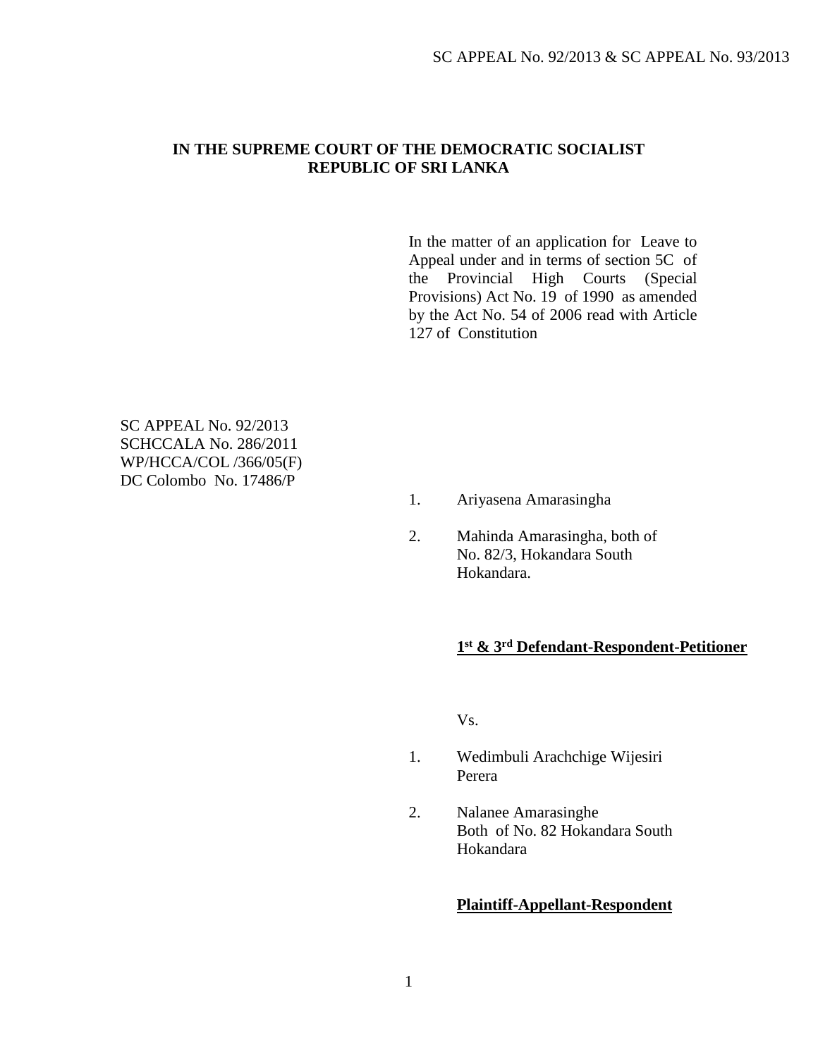**IN THE SUPREME COURT OF THE DEMOCRATIC SOCIALIST REPUBLIC OF SRI LANKA**

In the matter of an application for Leave to Appeal under and in terms of section 5C of the Provincial High Courts (Special Provisions) Act No. 19 of 1990 as amended by the Act No. 54 of 2006 read with Article 127 of Constitution

SC APPEAL No. 92/2013
SCHCCALA No. 286/2011
WP/HCCA/COL /366/05(F)
DC Colombo No. 17486/P

1. Ariyasena Amarasingha

2. Mahinda Amarasingha, both of No. 82/3, Hokandara South Hokandara.

**1st & 3rd Defendant-Respondent-Petitioner**

Vs.

1. Wedimbuli Arachchige Wijesiri Perera

2. Nalanee Amarasinghe
Both of No. 82 Hokandara South Hokandara

**Plaintiff-Appellant-Respondent**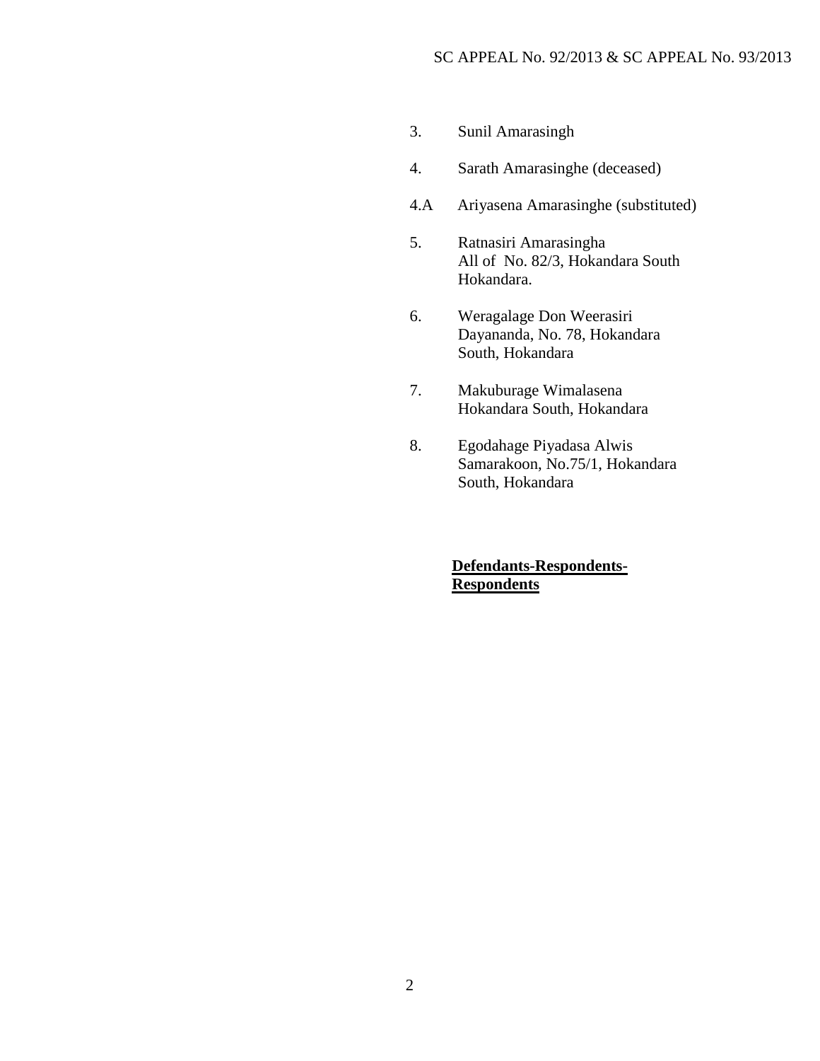3. Sunil Amarasingh

4. Sarath Amarasinghe (deceased)

4.A Ariyasena Amarasinghe (substituted)

5. Ratnasiri Amarasingha
   All of No. 82/3, Hokandara South
   Hokandara.

6. Weragalage Don Weerasiri
   Dayananda, No. 78, Hokandara
   South, Hokandara

7. Makuburage Wimalasena
   Hokandara South, Hokandara

8. Egodahage Piyadasa Alwis
   Samarakoon, No.75/1, Hokandara
   South, Hokandara

**Defendants-Respondents-Respondents**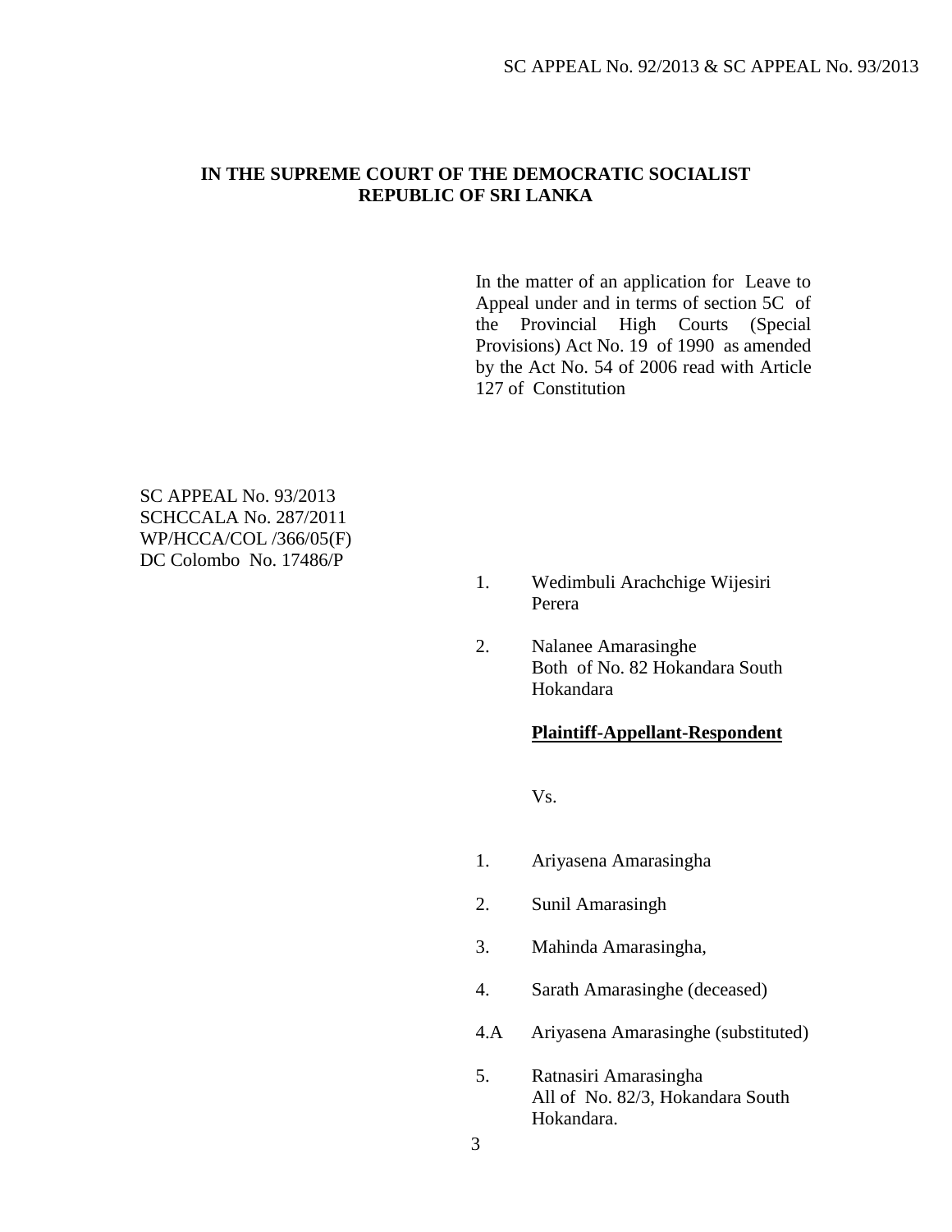**IN THE SUPREME COURT OF THE DEMOCRATIC SOCIALIST REPUBLIC OF SRI LANKA**

In the matter of an application for Leave to Appeal under and in terms of section 5C of the Provincial High Courts (Special Provisions) Act No. 19 of 1990 as amended by the Act No. 54 of 2006 read with Article 127 of Constitution

SC APPEAL No. 93/2013
SCHCCALA No. 287/2011
WP/HCCA/COL /366/05(F)
DC Colombo No. 17486/P

1. Wedimbuli Arachchige Wijesiri Perera

2. Nalanee Amarasinghe
   Both of No. 82 Hokandara South Hokandara

**Plaintiff-Appellant-Respondent**

Vs.

1. Ariyasena Amarasingha

2. Sunil Amarasingh

3. Mahinda Amarasingha,

4. Sarath Amarasinghe (deceased)

4.A Ariyasena Amarasinghe (substituted)

5. Ratnasiri Amarasingha
   All of No. 82/3, Hokandara South Hokandara.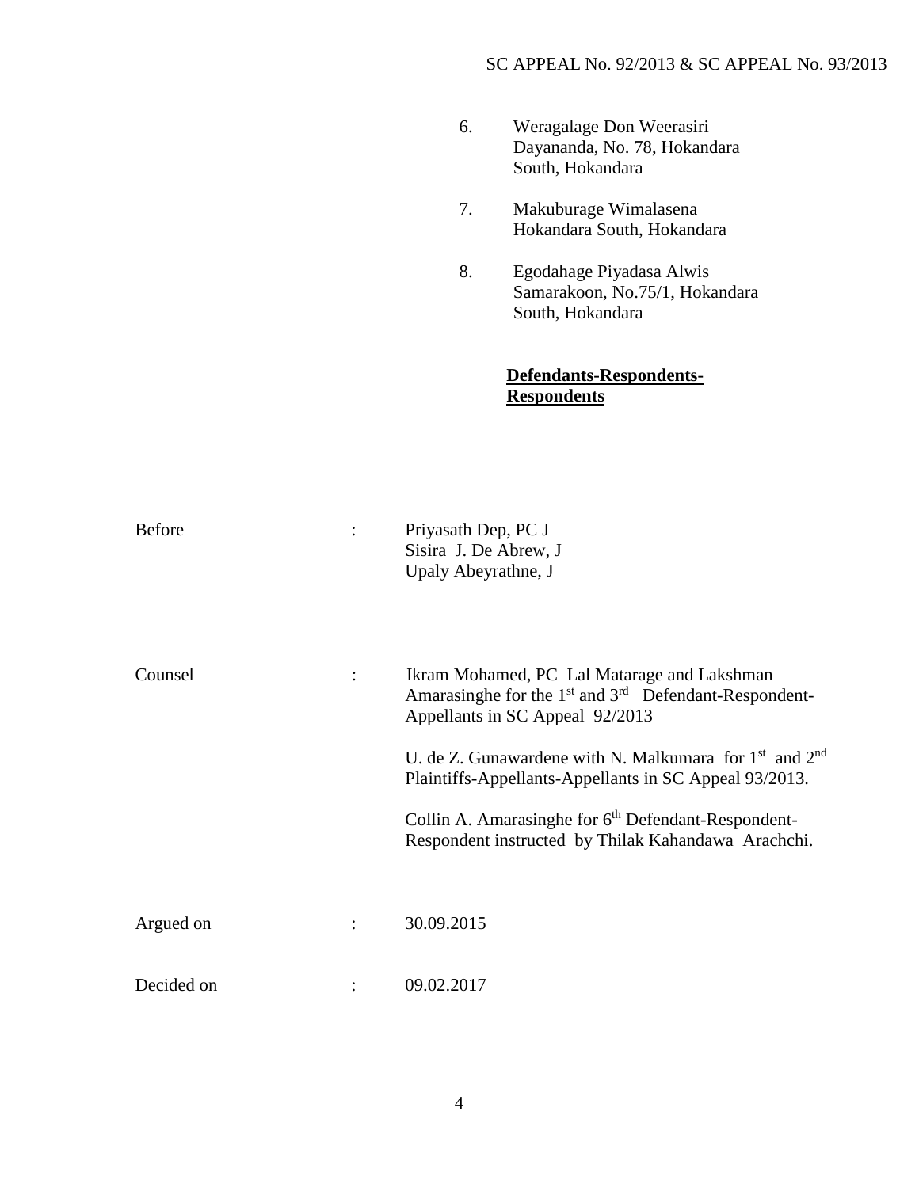6. Weragalage Don Weerasiri Dayananda, No. 78, Hokandara South, Hokandara

7. Makuburage Wimalasena Hokandara South, Hokandara

8. Egodahage Piyadasa Alwis Samarakoon, No.75/1, Hokandara South, Hokandara

**Defendants-Respondents-Respondents**

Before : Priyasath Dep, PC J
Sisira J. De Abrew, J
Upaly Abeyrathne, J

Counsel : Ikram Mohamed, PC Lal Matarage and Lakshman Amarasinghe for the 1st and 3rd Defendant-Respondent-Appellants in SC Appeal 92/2013

U. de Z. Gunawardene with N. Malkumara for 1st and 2nd Plaintiffs-Appellants-Appellants in SC Appeal 93/2013.

Collin A. Amarasinghe for 6th Defendant-Respondent-Respondent instructed by Thilak Kahandawa Arachchi.

Argued on : 30.09.2015

Decided on : 09.02.2017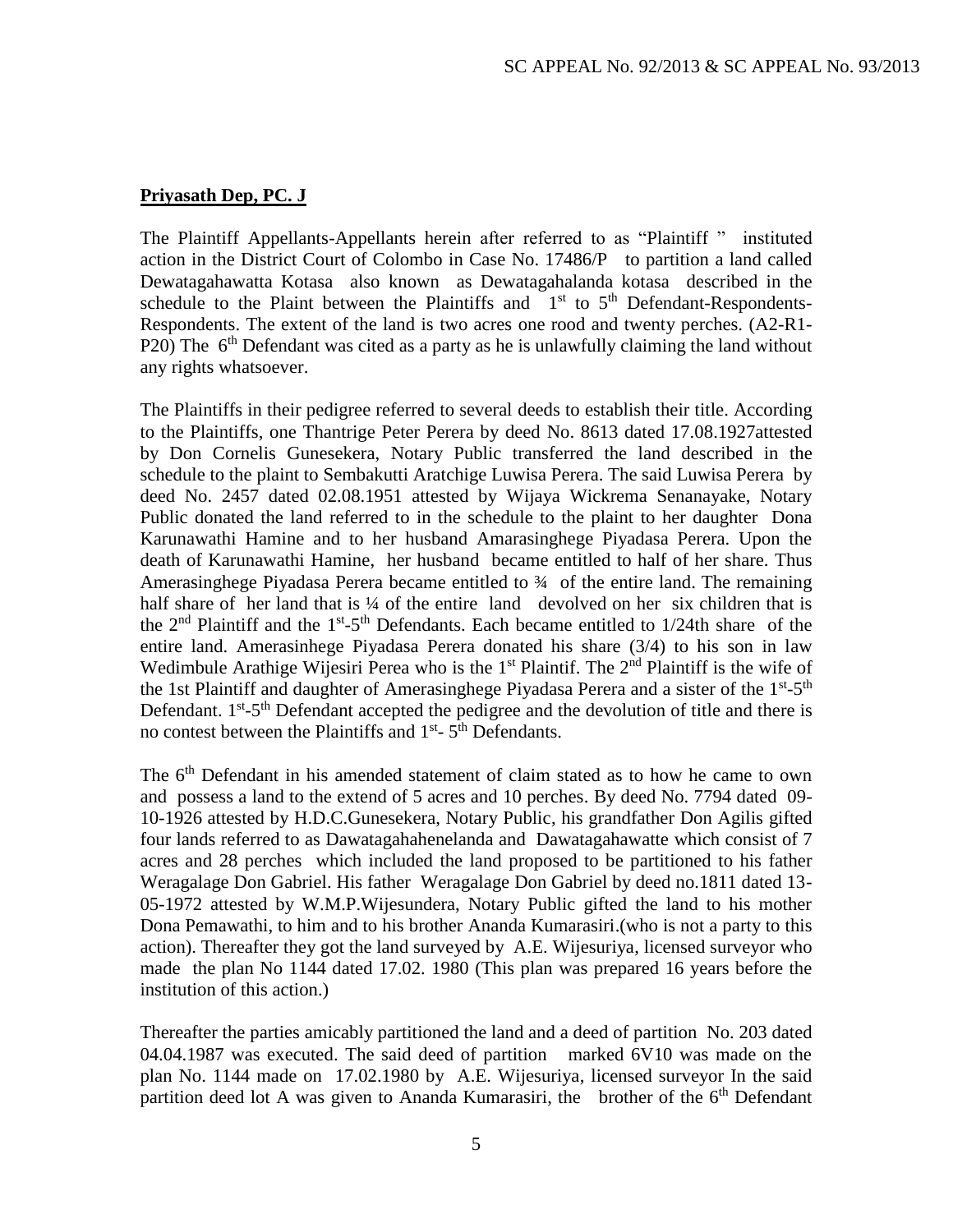**Priyasath Dep, PC. J**

The Plaintiff Appellants-Appellants herein after referred to as "Plaintiff " instituted action in the District Court of Colombo in Case No. 17486/P to partition a land called Dewatagahawatta Kotasa also known as Dewatagahalanda kotasa described in the schedule to the Plaint between the Plaintiffs and 1st to 5th Defendant-Respondents-Respondents. The extent of the land is two acres one rood and twenty perches. (A2-R1-P20) The 6th Defendant was cited as a party as he is unlawfully claiming the land without any rights whatsoever.

The Plaintiffs in their pedigree referred to several deeds to establish their title. According to the Plaintiffs, one Thantrige Peter Perera by deed No. 8613 dated 17.08.1927attested by Don Cornelis Gunesekera, Notary Public transferred the land described in the schedule to the plaint to Sembakutti Aratchige Luwisa Perera. The said Luwisa Perera by deed No. 2457 dated 02.08.1951 attested by Wijaya Wickrema Senanayake, Notary Public donated the land referred to in the schedule to the plaint to her daughter Dona Karunawathi Hamine and to her husband Amarasinghege Piyadasa Perera. Upon the death of Karunawathi Hamine, her husband became entitled to half of her share. Thus Amerasinghege Piyadasa Perera became entitled to ¾ of the entire land. The remaining half share of her land that is ¼ of the entire land devolved on her six children that is the 2nd Plaintiff and the 1st-5th Defendants. Each became entitled to 1/24th share of the entire land. Amerasinhege Piyadasa Perera donated his share (3/4) to his son in law Wedimbule Arathige Wijesiri Perea who is the 1st Plaintif. The 2nd Plaintiff is the wife of the 1st Plaintiff and daughter of Amerasinghege Piyadasa Perera and a sister of the 1st-5th Defendant. 1st-5th Defendant accepted the pedigree and the devolution of title and there is no contest between the Plaintiffs and 1st- 5th Defendants.

The 6th Defendant in his amended statement of claim stated as to how he came to own and possess a land to the extend of 5 acres and 10 perches. By deed No. 7794 dated 09-10-1926 attested by H.D.C.Gunesekera, Notary Public, his grandfather Don Agilis gifted four lands referred to as Dawatagahahenelanda and Dawatagahawatte which consist of 7 acres and 28 perches which included the land proposed to be partitioned to his father Weragalage Don Gabriel. His father Weragalage Don Gabriel by deed no.1811 dated 13-05-1972 attested by W.M.P.Wijesundera, Notary Public gifted the land to his mother Dona Pemawathi, to him and to his brother Ananda Kumarasiri.(who is not a party to this action). Thereafter they got the land surveyed by A.E. Wijesuriya, licensed surveyor who made the plan No 1144 dated 17.02. 1980 (This plan was prepared 16 years before the institution of this action.)

Thereafter the parties amicably partitioned the land and a deed of partition No. 203 dated 04.04.1987 was executed. The said deed of partition marked 6V10 was made on the plan No. 1144 made on 17.02.1980 by A.E. Wijesuriya, licensed surveyor In the said partition deed lot A was given to Ananda Kumarasiri, the brother of the 6th Defendant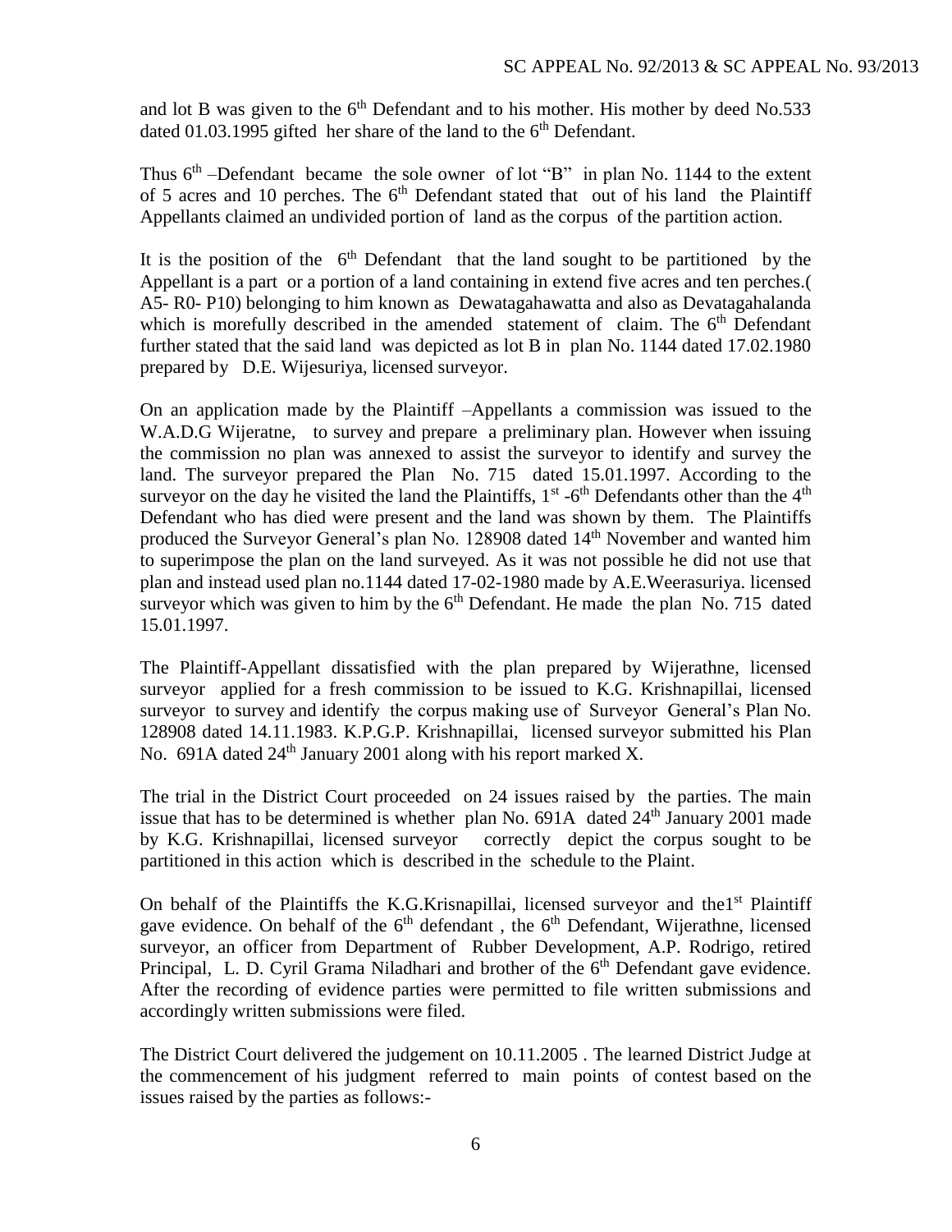and lot B was given to the 6th Defendant and to his mother. His mother by deed No.533 dated 01.03.1995 gifted her share of the land to the 6th Defendant.

Thus 6th –Defendant became the sole owner of lot "B" in plan No. 1144 to the extent of 5 acres and 10 perches. The 6th Defendant stated that out of his land the Plaintiff Appellants claimed an undivided portion of land as the corpus of the partition action.

It is the position of the 6th Defendant that the land sought to be partitioned by the Appellant is a part or a portion of a land containing in extend five acres and ten perches.( A5- R0- P10) belonging to him known as Dewatagahawatta and also as Devatagahalanda which is morefully described in the amended statement of claim. The 6th Defendant further stated that the said land was depicted as lot B in plan No. 1144 dated 17.02.1980 prepared by D.E. Wijesuriya, licensed surveyor.

On an application made by the Plaintiff –Appellants a commission was issued to the W.A.D.G Wijeratne, to survey and prepare a preliminary plan. However when issuing the commission no plan was annexed to assist the surveyor to identify and survey the land. The surveyor prepared the Plan No. 715 dated 15.01.1997. According to the surveyor on the day he visited the land the Plaintiffs, 1st -6th Defendants other than the 4th Defendant who has died were present and the land was shown by them. The Plaintiffs produced the Surveyor General's plan No. 128908 dated 14th November and wanted him to superimpose the plan on the land surveyed. As it was not possible he did not use that plan and instead used plan no.1144 dated 17-02-1980 made by A.E.Weerasuriya. licensed surveyor which was given to him by the 6th Defendant. He made the plan No. 715 dated 15.01.1997.

The Plaintiff-Appellant dissatisfied with the plan prepared by Wijerathne, licensed surveyor applied for a fresh commission to be issued to K.G. Krishnapillai, licensed surveyor to survey and identify the corpus making use of Surveyor General's Plan No. 128908 dated 14.11.1983. K.P.G.P. Krishnapillai, licensed surveyor submitted his Plan No. 691A dated 24th January 2001 along with his report marked X.

The trial in the District Court proceeded on 24 issues raised by the parties. The main issue that has to be determined is whether plan No. 691A dated 24th January 2001 made by K.G. Krishnapillai, licensed surveyor correctly depict the corpus sought to be partitioned in this action which is described in the schedule to the Plaint.

On behalf of the Plaintiffs the K.G.Krisnapillai, licensed surveyor and the1st Plaintiff gave evidence. On behalf of the 6th defendant , the 6th Defendant, Wijerathne, licensed surveyor, an officer from Department of Rubber Development, A.P. Rodrigo, retired Principal, L. D. Cyril Grama Niladhari and brother of the 6th Defendant gave evidence. After the recording of evidence parties were permitted to file written submissions and accordingly written submissions were filed.

The District Court delivered the judgement on 10.11.2005 . The learned District Judge at the commencement of his judgment referred to main points of contest based on the issues raised by the parties as follows:-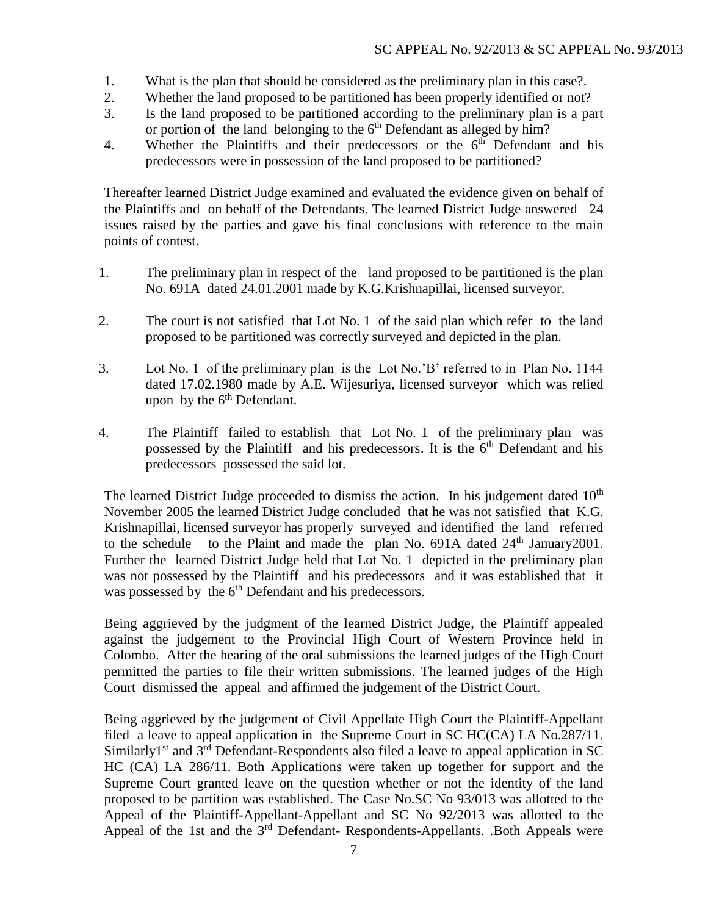1. What is the plan that should be considered as the preliminary plan in this case?.
2. Whether the land proposed to be partitioned has been properly identified or not?
3. Is the land proposed to be partitioned according to the preliminary plan is a part or portion of the land belonging to the 6th Defendant as alleged by him?
4. Whether the Plaintiffs and their predecessors or the 6th Defendant and his predecessors were in possession of the land proposed to be partitioned?

Thereafter learned District Judge examined and evaluated the evidence given on behalf of the Plaintiffs and on behalf of the Defendants. The learned District Judge answered 24 issues raised by the parties and gave his final conclusions with reference to the main points of contest.

1. The preliminary plan in respect of the land proposed to be partitioned is the plan No. 691A dated 24.01.2001 made by K.G.Krishnapillai, licensed surveyor.

2. The court is not satisfied that Lot No. 1 of the said plan which refer to the land proposed to be partitioned was correctly surveyed and depicted in the plan.

3. Lot No. 1 of the preliminary plan is the Lot No.'B' referred to in Plan No. 1144 dated 17.02.1980 made by A.E. Wijesuriya, licensed surveyor which was relied upon by the 6th Defendant.

4. The Plaintiff failed to establish that Lot No. 1 of the preliminary plan was possessed by the Plaintiff and his predecessors. It is the 6th Defendant and his predecessors possessed the said lot.

The learned District Judge proceeded to dismiss the action. In his judgement dated 10th November 2005 the learned District Judge concluded that he was not satisfied that K.G. Krishnapillai, licensed surveyor has properly surveyed and identified the land referred to the schedule to the Plaint and made the plan No. 691A dated 24th January2001. Further the learned District Judge held that Lot No. 1 depicted in the preliminary plan was not possessed by the Plaintiff and his predecessors and it was established that it was possessed by the 6th Defendant and his predecessors.

Being aggrieved by the judgment of the learned District Judge, the Plaintiff appealed against the judgement to the Provincial High Court of Western Province held in Colombo. After the hearing of the oral submissions the learned judges of the High Court permitted the parties to file their written submissions. The learned judges of the High Court dismissed the appeal and affirmed the judgement of the District Court.

Being aggrieved by the judgement of Civil Appellate High Court the Plaintiff-Appellant filed a leave to appeal application in the Supreme Court in SC HC(CA) LA No.287/11. Similarly1st and 3rd Defendant-Respondents also filed a leave to appeal application in SC HC (CA) LA 286/11. Both Applications were taken up together for support and the Supreme Court granted leave on the question whether or not the identity of the land proposed to be partition was established. The Case No.SC No 93/013 was allotted to the Appeal of the Plaintiff-Appellant-Appellant and SC No 92/2013 was allotted to the Appeal of the 1st and the 3rd Defendant- Respondents-Appellants. .Both Appeals were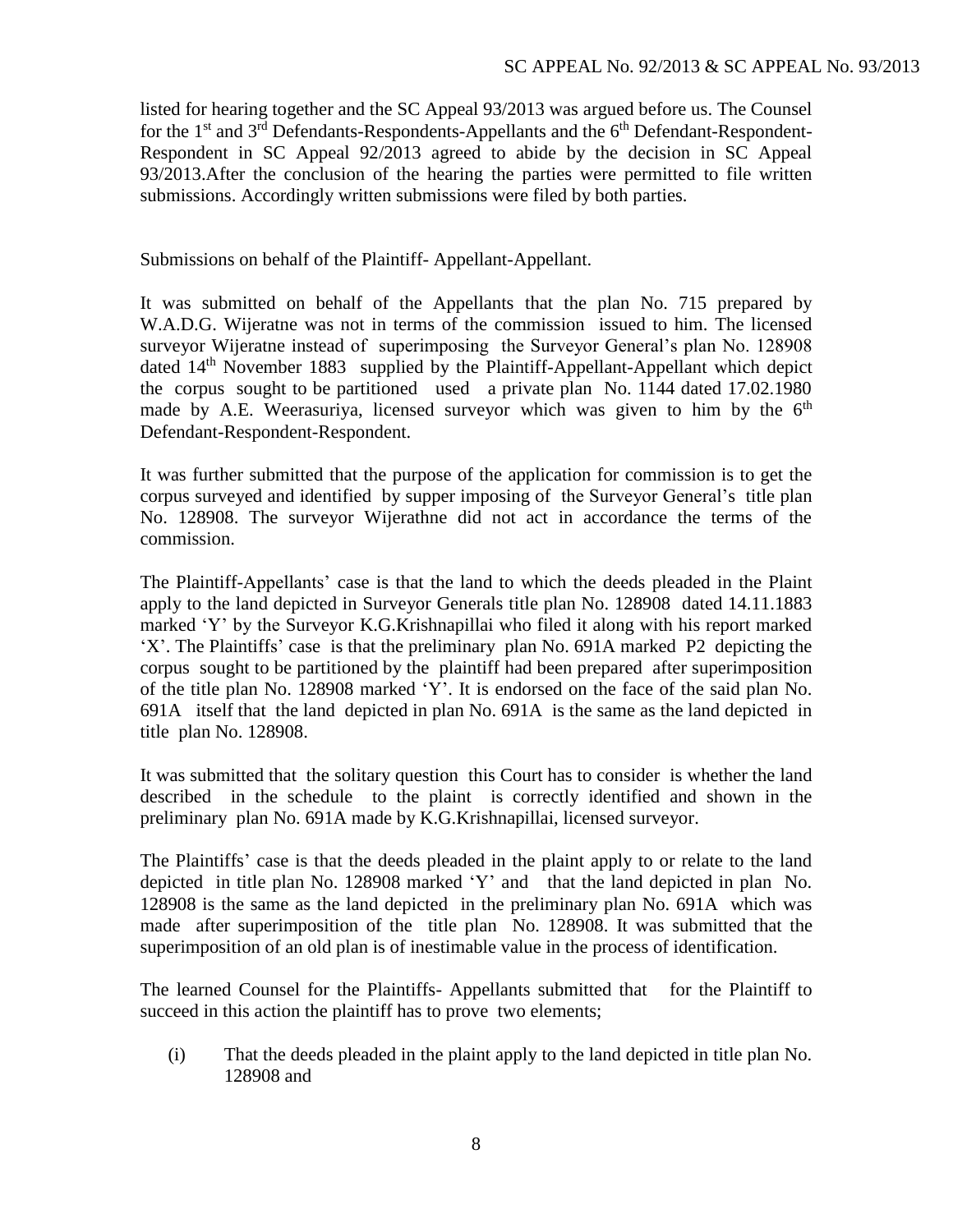listed for hearing together and the SC Appeal 93/2013 was argued before us. The Counsel for the 1st and 3rd Defendants-Respondents-Appellants and the 6th Defendant-Respondent-Respondent in SC Appeal 92/2013 agreed to abide by the decision in SC Appeal 93/2013.After the conclusion of the hearing the parties were permitted to file written submissions. Accordingly written submissions were filed by both parties.

Submissions on behalf of the Plaintiff- Appellant-Appellant.

It was submitted on behalf of the Appellants that the plan No. 715 prepared by W.A.D.G. Wijeratne was not in terms of the commission issued to him. The licensed surveyor Wijeratne instead of superimposing the Surveyor General's plan No. 128908 dated 14th November 1883 supplied by the Plaintiff-Appellant-Appellant which depict the corpus sought to be partitioned used a private plan No. 1144 dated 17.02.1980 made by A.E. Weerasuriya, licensed surveyor which was given to him by the 6th Defendant-Respondent-Respondent.

It was further submitted that the purpose of the application for commission is to get the corpus surveyed and identified by supper imposing of the Surveyor General's title plan No. 128908. The surveyor Wijerathne did not act in accordance the terms of the commission.

The Plaintiff-Appellants' case is that the land to which the deeds pleaded in the Plaint apply to the land depicted in Surveyor Generals title plan No. 128908 dated 14.11.1883 marked 'Y' by the Surveyor K.G.Krishnapillai who filed it along with his report marked 'X'. The Plaintiffs' case is that the preliminary plan No. 691A marked P2 depicting the corpus sought to be partitioned by the plaintiff had been prepared after superimposition of the title plan No. 128908 marked 'Y'. It is endorsed on the face of the said plan No. 691A itself that the land depicted in plan No. 691A is the same as the land depicted in title plan No. 128908.

It was submitted that the solitary question this Court has to consider is whether the land described in the schedule to the plaint is correctly identified and shown in the preliminary plan No. 691A made by K.G.Krishnapillai, licensed surveyor.

The Plaintiffs' case is that the deeds pleaded in the plaint apply to or relate to the land depicted in title plan No. 128908 marked 'Y' and that the land depicted in plan No. 128908 is the same as the land depicted in the preliminary plan No. 691A which was made after superimposition of the title plan No. 128908. It was submitted that the superimposition of an old plan is of inestimable value in the process of identification.

The learned Counsel for the Plaintiffs- Appellants submitted that for the Plaintiff to succeed in this action the plaintiff has to prove two elements;

(i) That the deeds pleaded in the plaint apply to the land depicted in title plan No. 128908 and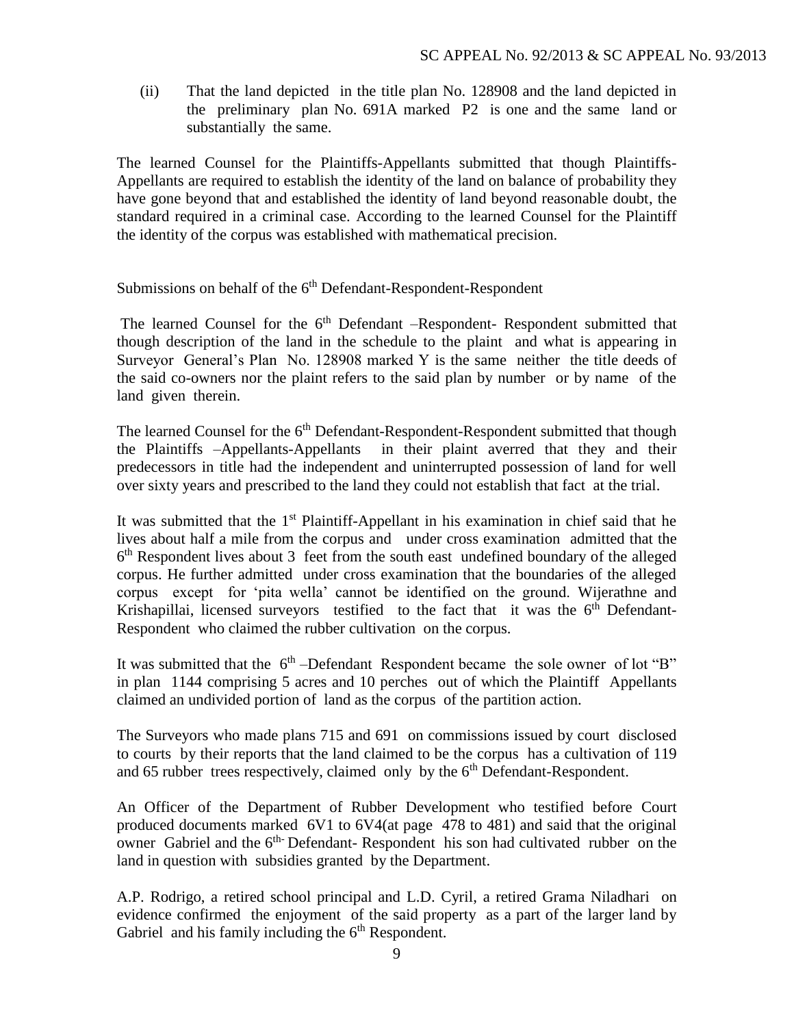(ii) That the land depicted in the title plan No. 128908 and the land depicted in the preliminary plan No. 691A marked P2 is one and the same land or substantially the same.

The learned Counsel for the Plaintiffs-Appellants submitted that though Plaintiffs-Appellants are required to establish the identity of the land on balance of probability they have gone beyond that and established the identity of land beyond reasonable doubt, the standard required in a criminal case. According to the learned Counsel for the Plaintiff the identity of the corpus was established with mathematical precision.

Submissions on behalf of the 6th Defendant-Respondent-Respondent

The learned Counsel for the 6th Defendant –Respondent- Respondent submitted that though description of the land in the schedule to the plaint and what is appearing in Surveyor General's Plan No. 128908 marked Y is the same neither the title deeds of the said co-owners nor the plaint refers to the said plan by number or by name of the land given therein.

The learned Counsel for the 6th Defendant-Respondent-Respondent submitted that though the Plaintiffs –Appellants-Appellants in their plaint averred that they and their predecessors in title had the independent and uninterrupted possession of land for well over sixty years and prescribed to the land they could not establish that fact at the trial.

It was submitted that the 1st Plaintiff-Appellant in his examination in chief said that he lives about half a mile from the corpus and under cross examination admitted that the 6th Respondent lives about 3 feet from the south east undefined boundary of the alleged corpus. He further admitted under cross examination that the boundaries of the alleged corpus except for 'pita wella' cannot be identified on the ground. Wijerathne and Krishapillai, licensed surveyors testified to the fact that it was the 6th Defendant-Respondent who claimed the rubber cultivation on the corpus.

It was submitted that the 6th –Defendant Respondent became the sole owner of lot "B" in plan 1144 comprising 5 acres and 10 perches out of which the Plaintiff Appellants claimed an undivided portion of land as the corpus of the partition action.

The Surveyors who made plans 715 and 691 on commissions issued by court disclosed to courts by their reports that the land claimed to be the corpus has a cultivation of 119 and 65 rubber trees respectively, claimed only by the 6th Defendant-Respondent.

An Officer of the Department of Rubber Development who testified before Court produced documents marked 6V1 to 6V4(at page 478 to 481) and said that the original owner Gabriel and the 6th- Defendant- Respondent his son had cultivated rubber on the land in question with subsidies granted by the Department.

A.P. Rodrigo, a retired school principal and L.D. Cyril, a retired Grama Niladhari on evidence confirmed the enjoyment of the said property as a part of the larger land by Gabriel and his family including the 6th Respondent.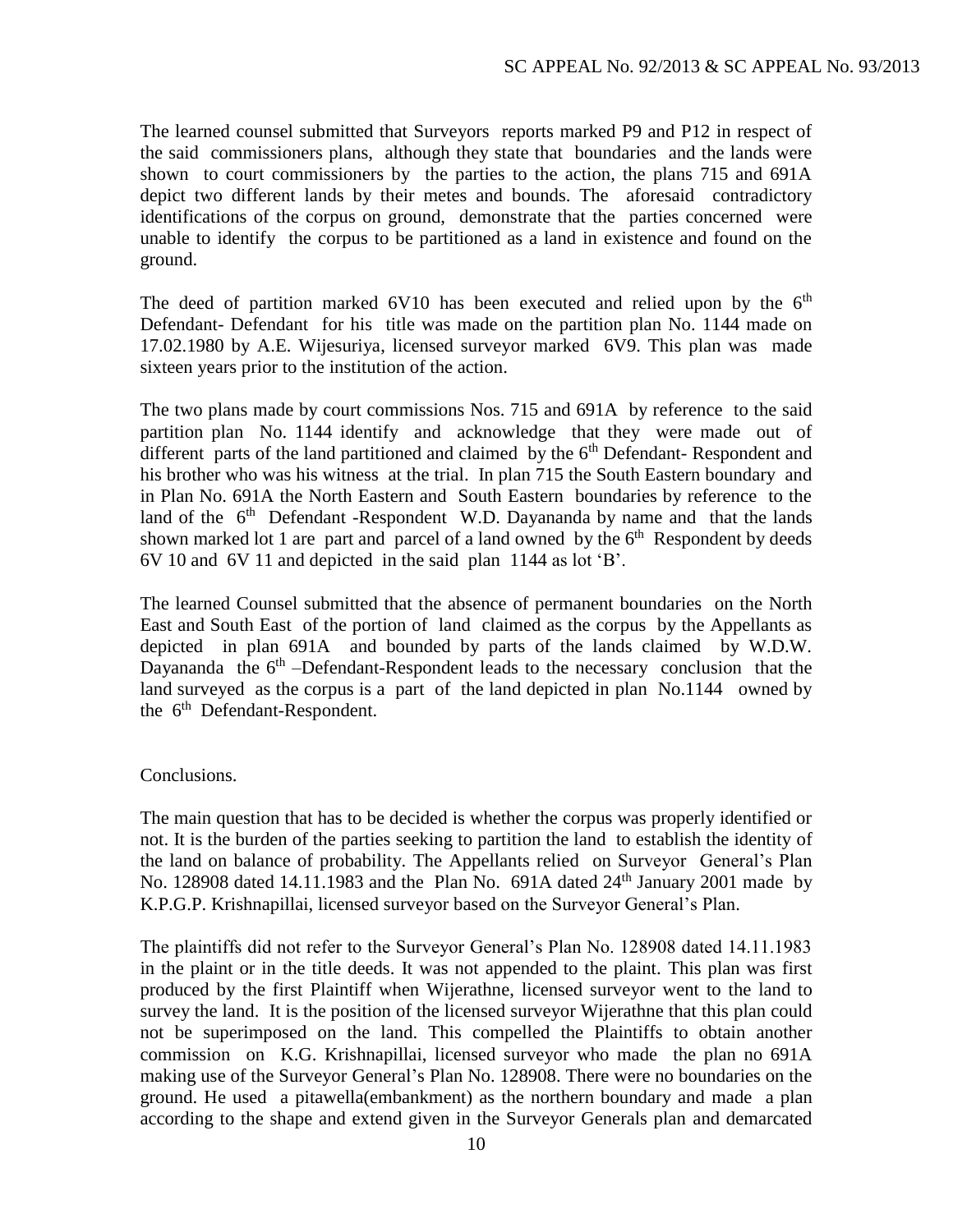The learned counsel submitted that Surveyors reports marked P9 and P12 in respect of the said commissioners plans, although they state that boundaries and the lands were shown to court commissioners by the parties to the action, the plans 715 and 691A depict two different lands by their metes and bounds. The aforesaid contradictory identifications of the corpus on ground, demonstrate that the parties concerned were unable to identify the corpus to be partitioned as a land in existence and found on the ground.

The deed of partition marked 6V10 has been executed and relied upon by the 6th Defendant- Defendant for his title was made on the partition plan No. 1144 made on 17.02.1980 by A.E. Wijesuriya, licensed surveyor marked 6V9. This plan was made sixteen years prior to the institution of the action.

The two plans made by court commissions Nos. 715 and 691A by reference to the said partition plan No. 1144 identify and acknowledge that they were made out of different parts of the land partitioned and claimed by the 6th Defendant- Respondent and his brother who was his witness at the trial. In plan 715 the South Eastern boundary and in Plan No. 691A the North Eastern and South Eastern boundaries by reference to the land of the 6th Defendant -Respondent W.D. Dayananda by name and that the lands shown marked lot 1 are part and parcel of a land owned by the 6th Respondent by deeds 6V 10 and 6V 11 and depicted in the said plan 1144 as lot 'B'.

The learned Counsel submitted that the absence of permanent boundaries on the North East and South East of the portion of land claimed as the corpus by the Appellants as depicted in plan 691A and bounded by parts of the lands claimed by W.D.W. Dayananda the 6th –Defendant-Respondent leads to the necessary conclusion that the land surveyed as the corpus is a part of the land depicted in plan No.1144 owned by the 6th Defendant-Respondent.

Conclusions.

The main question that has to be decided is whether the corpus was properly identified or not. It is the burden of the parties seeking to partition the land to establish the identity of the land on balance of probability. The Appellants relied on Surveyor General's Plan No. 128908 dated 14.11.1983 and the Plan No. 691A dated 24th January 2001 made by K.P.G.P. Krishnapillai, licensed surveyor based on the Surveyor General's Plan.

The plaintiffs did not refer to the Surveyor General's Plan No. 128908 dated 14.11.1983 in the plaint or in the title deeds. It was not appended to the plaint. This plan was first produced by the first Plaintiff when Wijerathne, licensed surveyor went to the land to survey the land. It is the position of the licensed surveyor Wijerathne that this plan could not be superimposed on the land. This compelled the Plaintiffs to obtain another commission on K.G. Krishnapillai, licensed surveyor who made the plan no 691A making use of the Surveyor General's Plan No. 128908. There were no boundaries on the ground. He used a pitawella(embankment) as the northern boundary and made a plan according to the shape and extend given in the Surveyor Generals plan and demarcated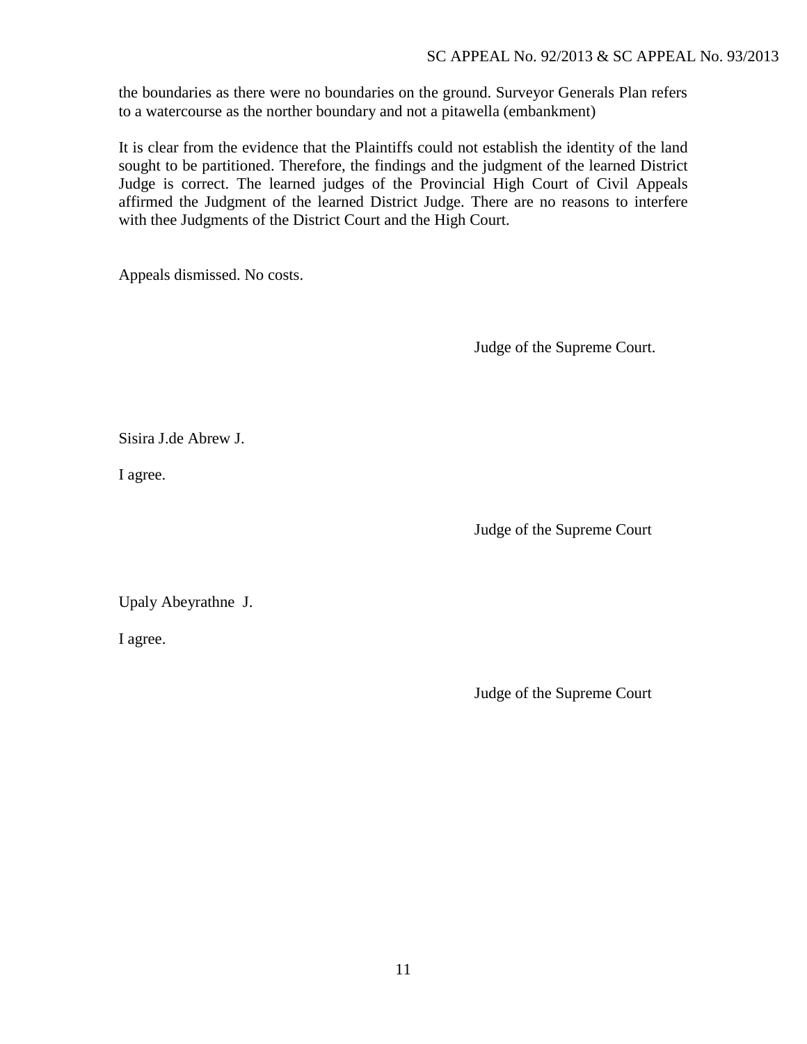the boundaries as there were no boundaries on the ground. Surveyor Generals Plan refers to a watercourse as the norther boundary and not a pitawella (embankment)

It is clear from the evidence that the Plaintiffs could not establish the identity of the land sought to be partitioned. Therefore, the findings and the judgment of the learned District Judge is correct. The learned judges of the Provincial High Court of Civil Appeals affirmed the Judgment of the learned District Judge. There are no reasons to interfere with thee Judgments of the District Court and the High Court.

Appeals dismissed. No costs.

Judge of the Supreme Court.

Sisira J.de Abrew J.

I agree.

Judge of the Supreme Court

Upaly Abeyrathne J.

I agree.

Judge of the Supreme Court